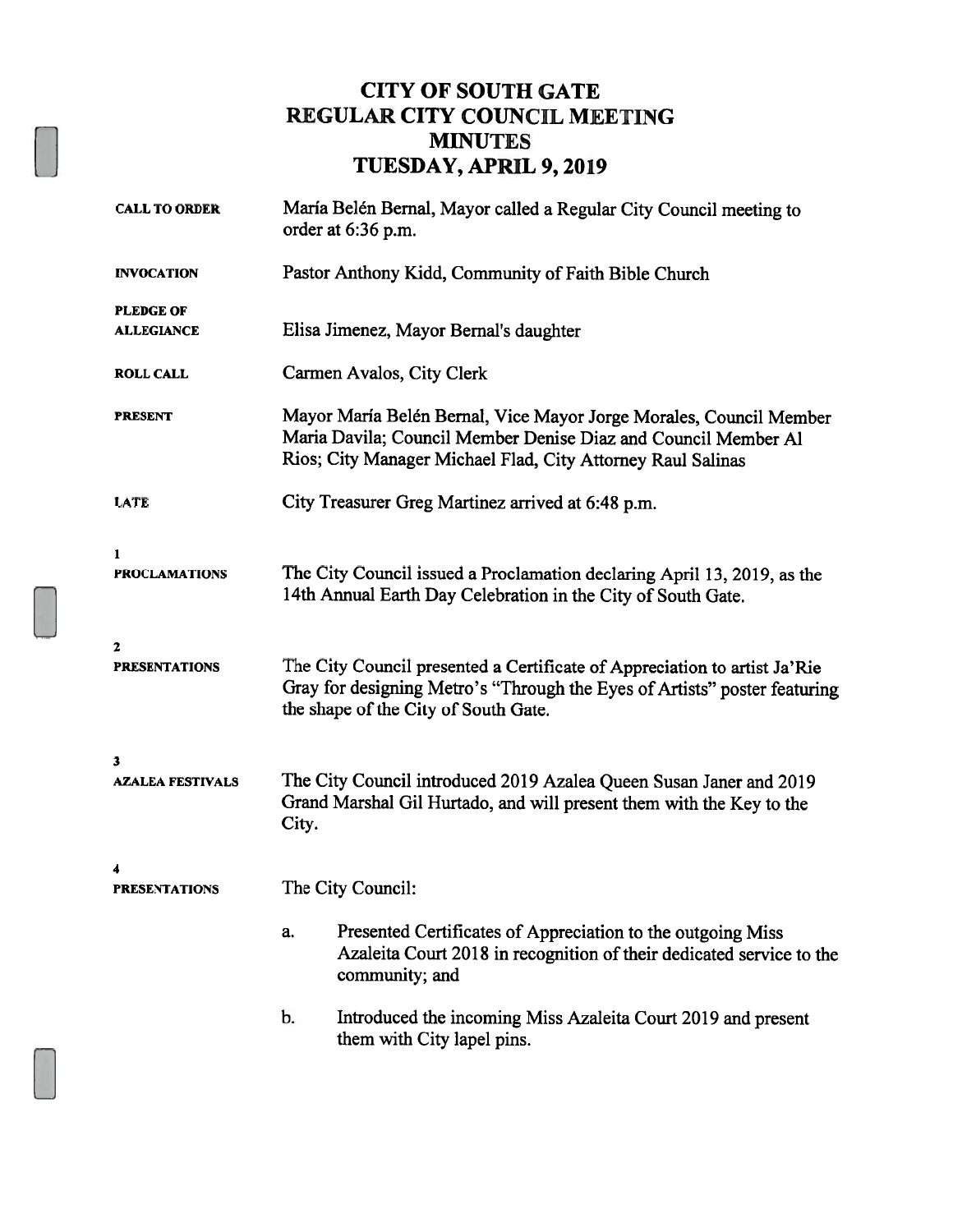# CITY OF SOUTH GATE
# REGULAR CITY COUNCIL MEETING
# MINUTES
# TUESDAY, APRIL 9, 2019

**CALL TO ORDER**
María Belén Bernal, Mayor called a Regular City Council meeting to order at 6:36 p.m.

**INVOCATION**
Pastor Anthony Kidd, Community of Faith Bible Church

**PLEDGE OF ALLEGIANCE**
Elisa Jimenez, Mayor Bernal's daughter

**ROLL CALL**
Carmen Avalos, City Clerk

**PRESENT**
Mayor María Belén Bernal, Vice Mayor Jorge Morales, Council Member Maria Davila; Council Member Denise Diaz and Council Member Al Rios; City Manager Michael Flad, City Attorney Raul Salinas

**LATE**
City Treasurer Greg Martinez arrived at 6:48 p.m.

**1**
**PROCLAMATIONS**
The City Council issued a Proclamation declaring April 13, 2019, as the 14th Annual Earth Day Celebration in the City of South Gate.

**2**
**PRESENTATIONS**
The City Council presented a Certificate of Appreciation to artist Ja'Rie Gray for designing Metro's "Through the Eyes of Artists" poster featuring the shape of the City of South Gate.

**3**
**AZALEA FESTIVALS**
The City Council introduced 2019 Azalea Queen Susan Janer and 2019 Grand Marshal Gil Hurtado, and will present them with the Key to the City.

**4**
**PRESENTATIONS**
The City Council:

a. Presented Certificates of Appreciation to the outgoing Miss Azaleita Court 2018 in recognition of their dedicated service to the community; and

b. Introduced the incoming Miss Azaleita Court 2019 and present them with City lapel pins.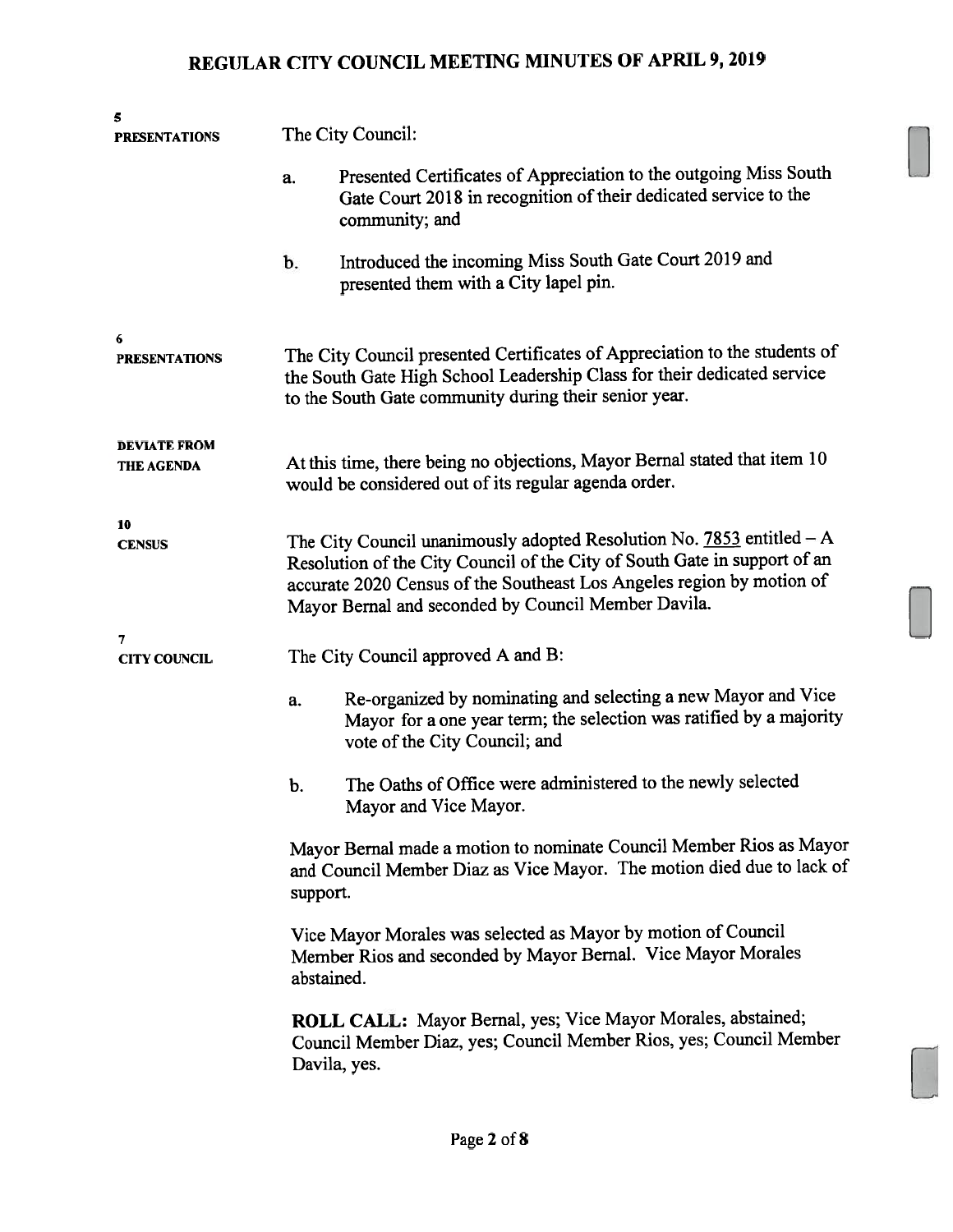**5**
**PRESENTATIONS**

The City Council:

a. Presented Certificates of Appreciation to the outgoing Miss South Gate Court 2018 in recognition of their dedicated service to the community; and

b. Introduced the incoming Miss South Gate Court 2019 and presented them with a City lapel pin.

**6**
**PRESENTATIONS**

The City Council presented Certificates of Appreciation to the students of the South Gate High School Leadership Class for their dedicated service to the South Gate community during their senior year.

**DEVIATE FROM THE AGENDA**

At this time, there being no objections, Mayor Bernal stated that item 10 would be considered out of its regular agenda order.

**10**
**CENSUS**

The City Council unanimously adopted Resolution No. 7853 entitled – A Resolution of the City Council of the City of South Gate in support of an accurate 2020 Census of the Southeast Los Angeles region by motion of Mayor Bernal and seconded by Council Member Davila.

**7**
**CITY COUNCIL**

The City Council approved A and B:

a. Re-organized by nominating and selecting a new Mayor and Vice Mayor for a one year term; the selection was ratified by a majority vote of the City Council; and

b. The Oaths of Office were administered to the newly selected Mayor and Vice Mayor.

Mayor Bernal made a motion to nominate Council Member Rios as Mayor and Council Member Diaz as Vice Mayor. The motion died due to lack of support.

Vice Mayor Morales was selected as Mayor by motion of Council Member Rios and seconded by Mayor Bernal. Vice Mayor Morales abstained.

**ROLL CALL:** Mayor Bernal, yes; Vice Mayor Morales, abstained; Council Member Diaz, yes; Council Member Rios, yes; Council Member Davila, yes.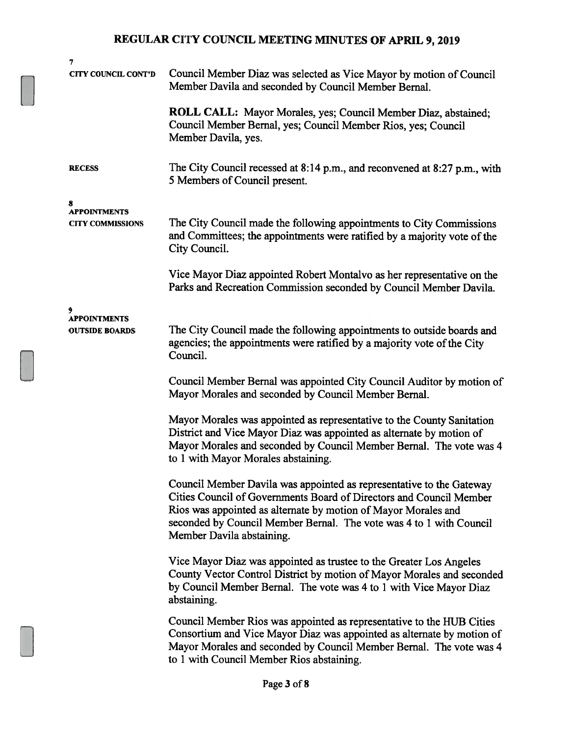# REGULAR CITY COUNCIL MEETING MINUTES OF APRIL 9, 2019

**7**
**CITY COUNCIL CONT'D**

Council Member Diaz was selected as Vice Mayor by motion of Council Member Davila and seconded by Council Member Bernal.

**ROLL CALL:** Mayor Morales, yes; Council Member Diaz, abstained; Council Member Bernal, yes; Council Member Rios, yes; Council Member Davila, yes.

**RECESS**

The City Council recessed at 8:14 p.m., and reconvened at 8:27 p.m., with 5 Members of Council present.

**8**
**APPOINTMENTS**
**CITY COMMISSIONS**

The City Council made the following appointments to City Commissions and Committees; the appointments were ratified by a majority vote of the City Council.

Vice Mayor Diaz appointed Robert Montalvo as her representative on the Parks and Recreation Commission seconded by Council Member Davila.

**9**
**APPOINTMENTS**
**OUTSIDE BOARDS**

The City Council made the following appointments to outside boards and agencies; the appointments were ratified by a majority vote of the City Council.

Council Member Bernal was appointed City Council Auditor by motion of Mayor Morales and seconded by Council Member Bernal.

Mayor Morales was appointed as representative to the County Sanitation District and Vice Mayor Diaz was appointed as alternate by motion of Mayor Morales and seconded by Council Member Bernal. The vote was 4 to 1 with Mayor Morales abstaining.

Council Member Davila was appointed as representative to the Gateway Cities Council of Governments Board of Directors and Council Member Rios was appointed as alternate by motion of Mayor Morales and seconded by Council Member Bernal. The vote was 4 to 1 with Council Member Davila abstaining.

Vice Mayor Diaz was appointed as trustee to the Greater Los Angeles County Vector Control District by motion of Mayor Morales and seconded by Council Member Bernal. The vote was 4 to 1 with Vice Mayor Diaz abstaining.

Council Member Rios was appointed as representative to the HUB Cities Consortium and Vice Mayor Diaz was appointed as alternate by motion of Mayor Morales and seconded by Council Member Bernal. The vote was 4 to 1 with Council Member Rios abstaining.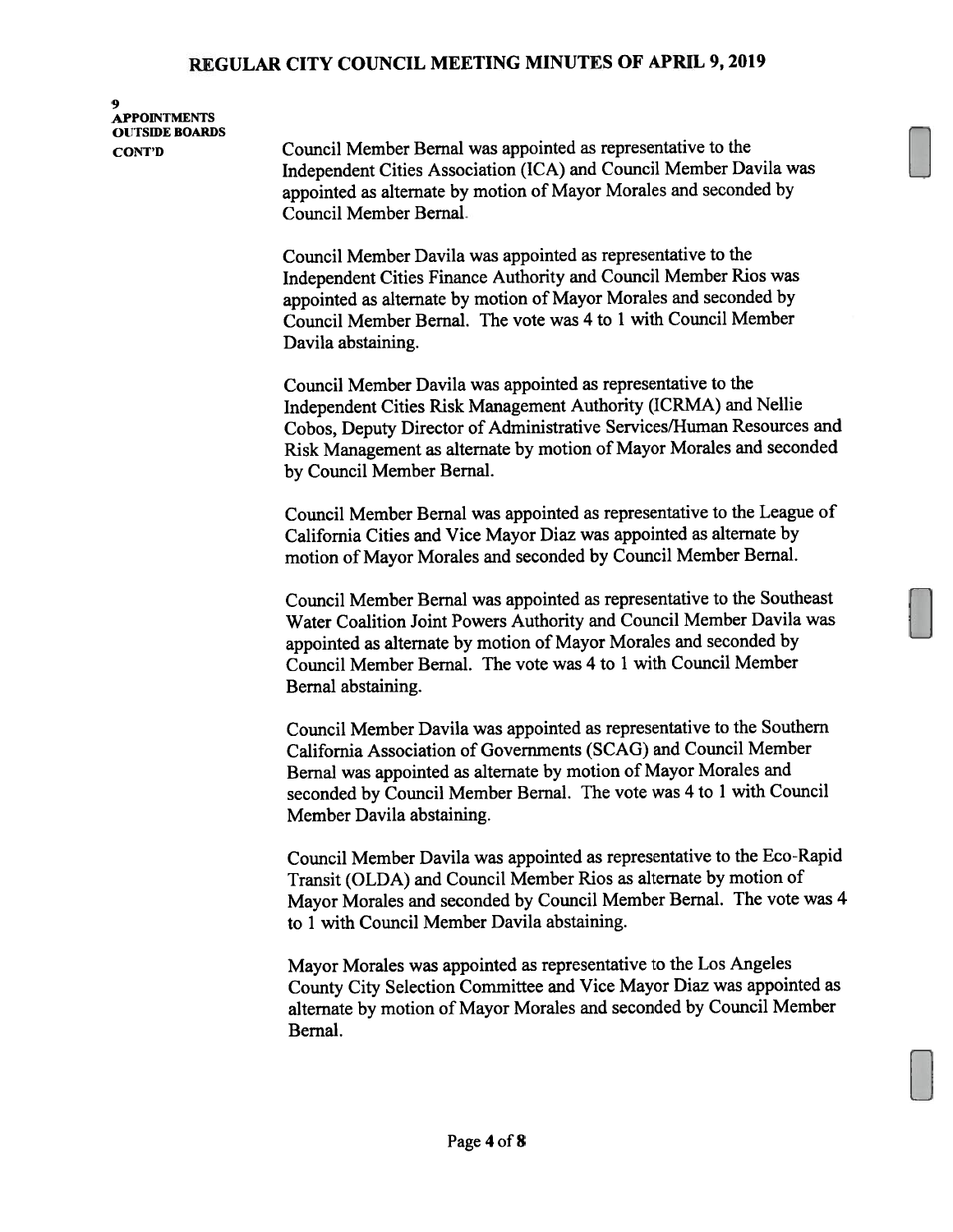**9**
**APPOINTMENTS OUTSIDE BOARDS CONT'D**

Council Member Bernal was appointed as representative to the Independent Cities Association (ICA) and Council Member Davila was appointed as alternate by motion of Mayor Morales and seconded by Council Member Bernal.

Council Member Davila was appointed as representative to the Independent Cities Finance Authority and Council Member Rios was appointed as alternate by motion of Mayor Morales and seconded by Council Member Bernal. The vote was 4 to 1 with Council Member Davila abstaining.

Council Member Davila was appointed as representative to the Independent Cities Risk Management Authority (ICRMA) and Nellie Cobos, Deputy Director of Administrative Services/Human Resources and Risk Management as alternate by motion of Mayor Morales and seconded by Council Member Bernal.

Council Member Bernal was appointed as representative to the League of California Cities and Vice Mayor Diaz was appointed as alternate by motion of Mayor Morales and seconded by Council Member Bernal.

Council Member Bernal was appointed as representative to the Southeast Water Coalition Joint Powers Authority and Council Member Davila was appointed as alternate by motion of Mayor Morales and seconded by Council Member Bernal. The vote was 4 to 1 with Council Member Bernal abstaining.

Council Member Davila was appointed as representative to the Southern California Association of Governments (SCAG) and Council Member Bernal was appointed as alternate by motion of Mayor Morales and seconded by Council Member Bernal. The vote was 4 to 1 with Council Member Davila abstaining.

Council Member Davila was appointed as representative to the Eco-Rapid Transit (OLDA) and Council Member Rios as alternate by motion of Mayor Morales and seconded by Council Member Bernal. The vote was 4 to 1 with Council Member Davila abstaining.

Mayor Morales was appointed as representative to the Los Angeles County City Selection Committee and Vice Mayor Diaz was appointed as alternate by motion of Mayor Morales and seconded by Council Member Bernal.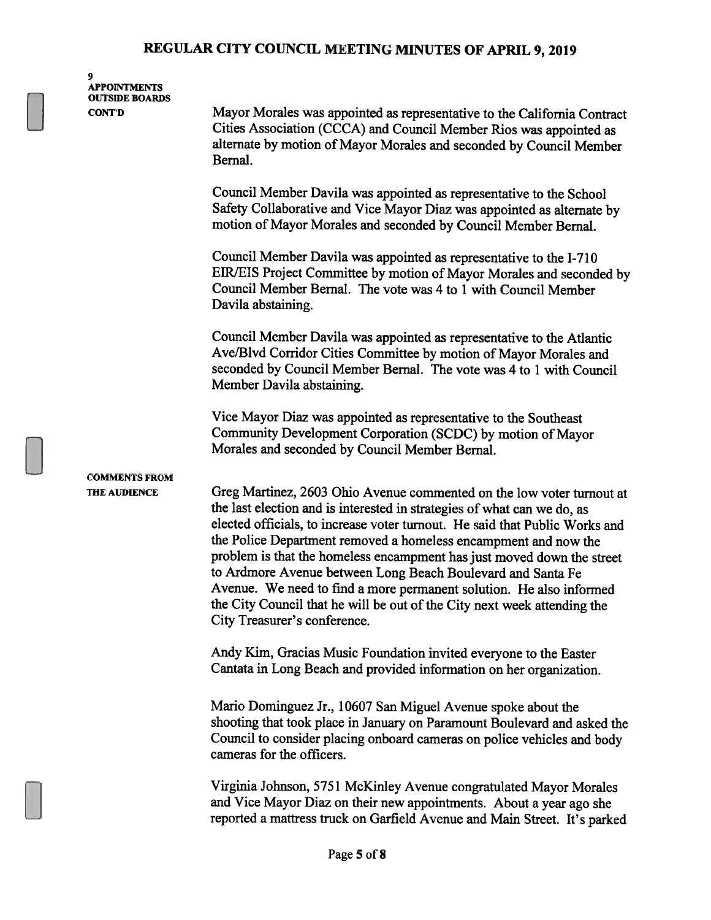**9**
**APPOINTMENTS OUTSIDE BOARDS CONT'D**

Mayor Morales was appointed as representative to the California Contract Cities Association (CCCA) and Council Member Rios was appointed as alternate by motion of Mayor Morales and seconded by Council Member Bernal.

Council Member Davila was appointed as representative to the School Safety Collaborative and Vice Mayor Diaz was appointed as alternate by motion of Mayor Morales and seconded by Council Member Bernal.

Council Member Davila was appointed as representative to the I-710 EIR/EIS Project Committee by motion of Mayor Morales and seconded by Council Member Bernal. The vote was 4 to 1 with Council Member Davila abstaining.

Council Member Davila was appointed as representative to the Atlantic Ave/Blvd Corridor Cities Committee by motion of Mayor Morales and seconded by Council Member Bernal. The vote was 4 to 1 with Council Member Davila abstaining.

Vice Mayor Diaz was appointed as representative to the Southeast Community Development Corporation (SCDC) by motion of Mayor Morales and seconded by Council Member Bernal.

**COMMENTS FROM THE AUDIENCE**

Greg Martinez, 2603 Ohio Avenue commented on the low voter turnout at the last election and is interested in strategies of what can we do, as elected officials, to increase voter turnout. He said that Public Works and the Police Department removed a homeless encampment and now the problem is that the homeless encampment has just moved down the street to Ardmore Avenue between Long Beach Boulevard and Santa Fe Avenue. We need to find a more permanent solution. He also informed the City Council that he will be out of the City next week attending the City Treasurer's conference.

Andy Kim, Gracias Music Foundation invited everyone to the Easter Cantata in Long Beach and provided information on her organization.

Mario Dominguez Jr., 10607 San Miguel Avenue spoke about the shooting that took place in January on Paramount Boulevard and asked the Council to consider placing onboard cameras on police vehicles and body cameras for the officers.

Virginia Johnson, 5751 McKinley Avenue congratulated Mayor Morales and Vice Mayor Diaz on their new appointments. About a year ago she reported a mattress truck on Garfield Avenue and Main Street. It's parked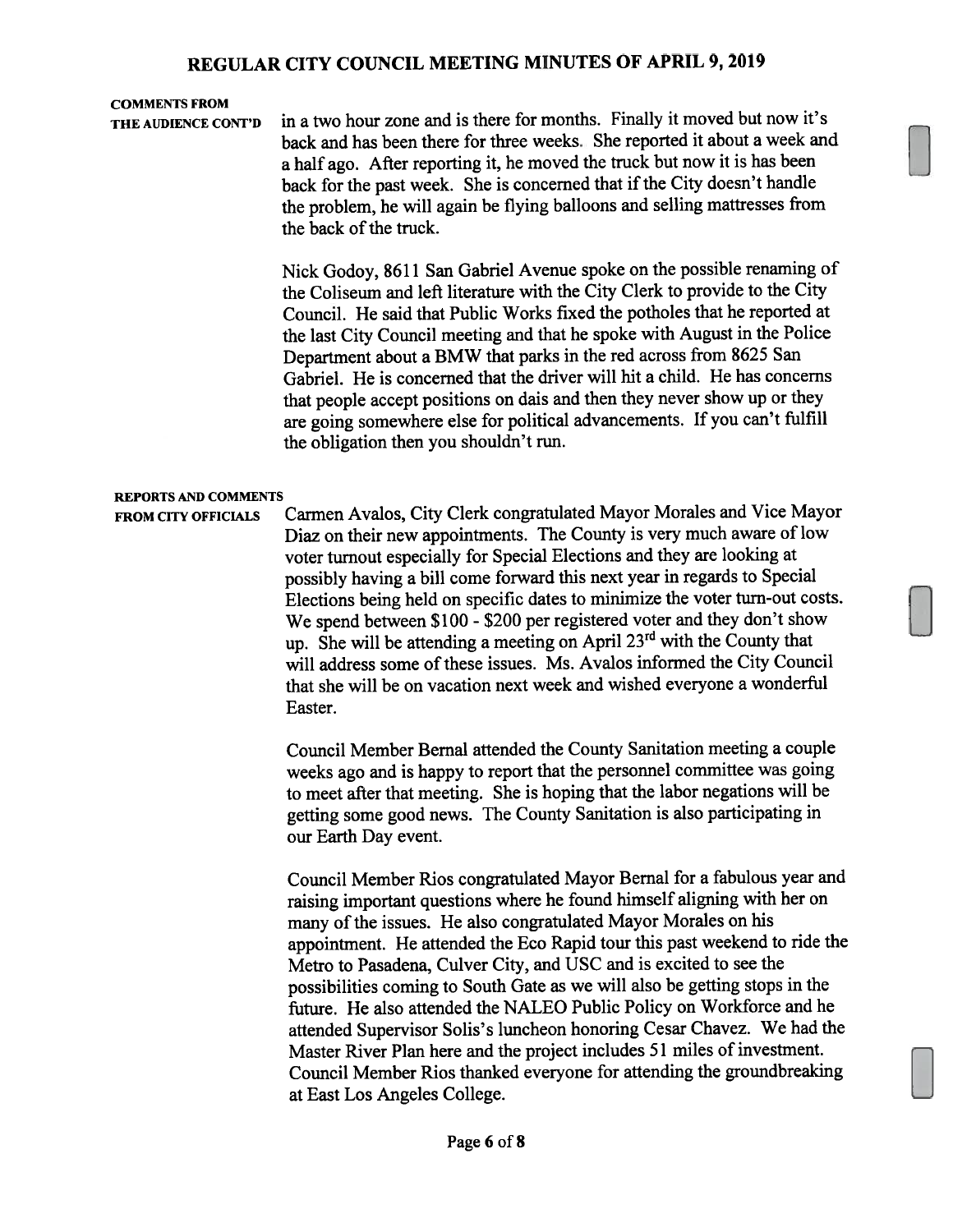**COMMENTS FROM THE AUDIENCE CONT'D**

in a two hour zone and is there for months. Finally it moved but now it's back and has been there for three weeks. She reported it about a week and a half ago. After reporting it, he moved the truck but now it is has been back for the past week. She is concerned that if the City doesn't handle the problem, he will again be flying balloons and selling mattresses from the back of the truck.

Nick Godoy, 8611 San Gabriel Avenue spoke on the possible renaming of the Coliseum and left literature with the City Clerk to provide to the City Council. He said that Public Works fixed the potholes that he reported at the last City Council meeting and that he spoke with August in the Police Department about a BMW that parks in the red across from 8625 San Gabriel. He is concerned that the driver will hit a child. He has concerns that people accept positions on dais and then they never show up or they are going somewhere else for political advancements. If you can't fulfill the obligation then you shouldn't run.

**REPORTS AND COMMENTS FROM CITY OFFICIALS**

Carmen Avalos, City Clerk congratulated Mayor Morales and Vice Mayor Diaz on their new appointments. The County is very much aware of low voter turnout especially for Special Elections and they are looking at possibly having a bill come forward this next year in regards to Special Elections being held on specific dates to minimize the voter turn-out costs. We spend between \$100 - \$200 per registered voter and they don't show up. She will be attending a meeting on April 23rd with the County that will address some of these issues. Ms. Avalos informed the City Council that she will be on vacation next week and wished everyone a wonderful Easter.

Council Member Bernal attended the County Sanitation meeting a couple weeks ago and is happy to report that the personnel committee was going to meet after that meeting. She is hoping that the labor negations will be getting some good news. The County Sanitation is also participating in our Earth Day event.

Council Member Rios congratulated Mayor Bernal for a fabulous year and raising important questions where he found himself aligning with her on many of the issues. He also congratulated Mayor Morales on his appointment. He attended the Eco Rapid tour this past weekend to ride the Metro to Pasadena, Culver City, and USC and is excited to see the possibilities coming to South Gate as we will also be getting stops in the future. He also attended the NALEO Public Policy on Workforce and he attended Supervisor Solis's luncheon honoring Cesar Chavez. We had the Master River Plan here and the project includes 51 miles of investment. Council Member Rios thanked everyone for attending the groundbreaking at East Los Angeles College.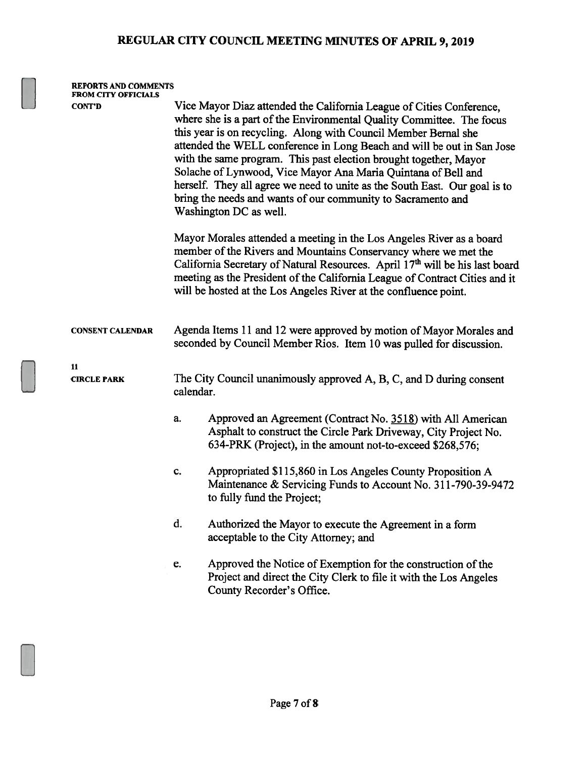**REPORTS AND COMMENTS FROM CITY OFFICIALS CONT'D**

Vice Mayor Diaz attended the California League of Cities Conference, where she is a part of the Environmental Quality Committee. The focus this year is on recycling. Along with Council Member Bernal she attended the WELL conference in Long Beach and will be out in San Jose with the same program. This past election brought together, Mayor Solache of Lynwood, Vice Mayor Ana Maria Quintana of Bell and herself. They all agree we need to unite as the South East. Our goal is to bring the needs and wants of our community to Sacramento and Washington DC as well.

Mayor Morales attended a meeting in the Los Angeles River as a board member of the Rivers and Mountains Conservancy where we met the California Secretary of Natural Resources. April 17th will be his last board meeting as the President of the California League of Contract Cities and it will be hosted at the Los Angeles River at the confluence point.

**CONSENT CALENDAR**

Agenda Items 11 and 12 were approved by motion of Mayor Morales and seconded by Council Member Rios. Item 10 was pulled for discussion.

**11**
**CIRCLE PARK**

The City Council unanimously approved A, B, C, and D during consent calendar.

a. Approved an Agreement (Contract No. 3518) with All American Asphalt to construct the Circle Park Driveway, City Project No. 634-PRK (Project), in the amount not-to-exceed $268,576;

c. Appropriated $115,860 in Los Angeles County Proposition A Maintenance & Servicing Funds to Account No. 311-790-39-9472 to fully fund the Project;

d. Authorized the Mayor to execute the Agreement in a form acceptable to the City Attorney; and

e. Approved the Notice of Exemption for the construction of the Project and direct the City Clerk to file it with the Los Angeles County Recorder's Office.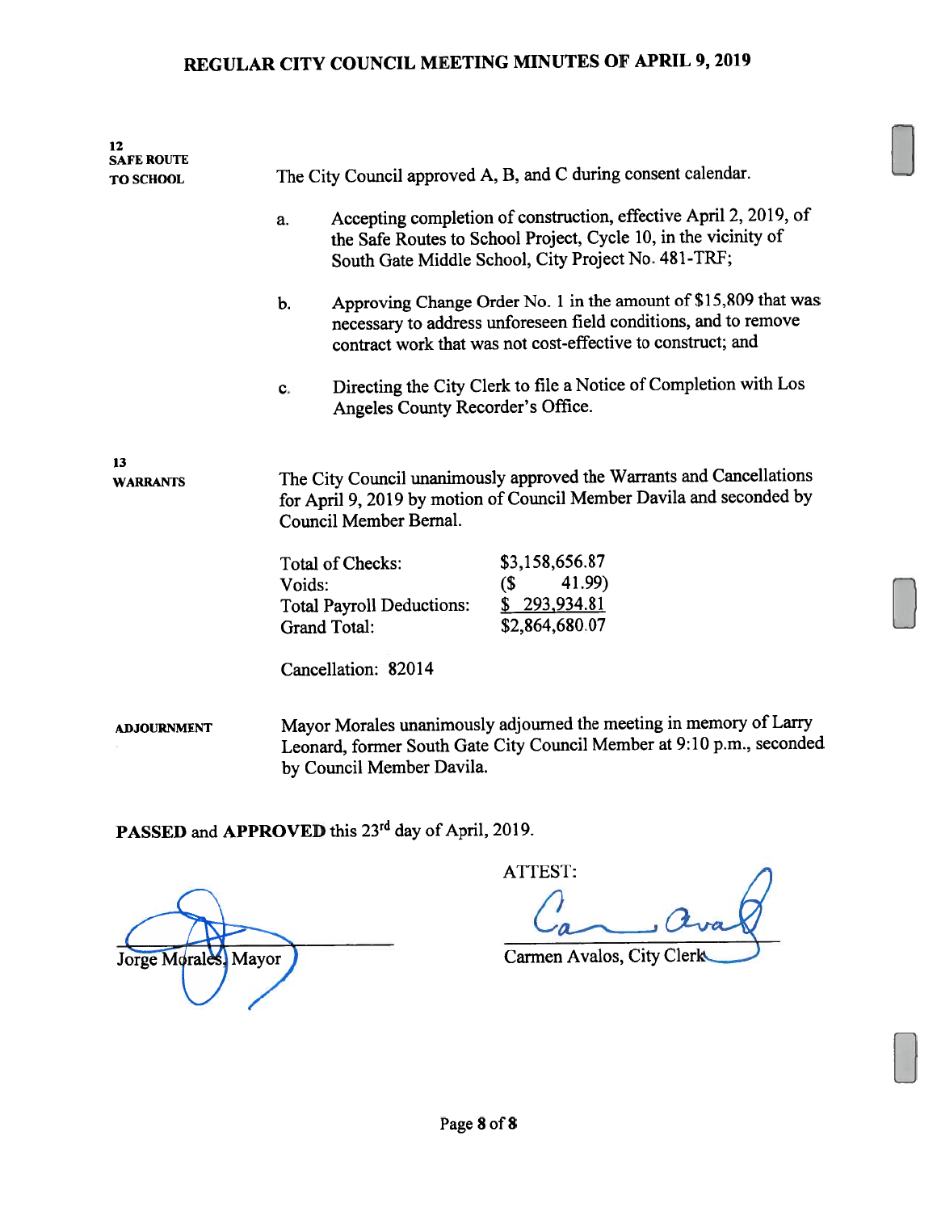## REGULAR CITY COUNCIL MEETING MINUTES OF APRIL 9, 2019

**12**
**SAFE ROUTE TO SCHOOL**

The City Council approved A, B, and C during consent calendar.

a. Accepting completion of construction, effective April 2, 2019, of the Safe Routes to School Project, Cycle 10, in the vicinity of South Gate Middle School, City Project No. 481-TRF;

b. Approving Change Order No. 1 in the amount of $15,809 that was necessary to address unforeseen field conditions, and to remove contract work that was not cost-effective to construct; and

c. Directing the City Clerk to file a Notice of Completion with Los Angeles County Recorder's Office.

**13**
**WARRANTS**

The City Council unanimously approved the Warrants and Cancellations for April 9, 2019 by motion of Council Member Davila and seconded by Council Member Bernal.

| | |
|---|---|
| Total of Checks: | $3,158,656.87 |
| Voids: | ($ 41.99) |
| Total Payroll Deductions: | $ 293,934.81 |
| Grand Total: | $2,864,680.07 |

Cancellation: 82014

**ADJOURNMENT**

Mayor Morales unanimously adjourned the meeting in memory of Larry Leonard, former South Gate City Council Member at 9:10 p.m., seconded by Council Member Davila.

**PASSED** and **APPROVED** this 23rd day of April, 2019.

Jorge Morales, Mayor

ATTEST:

Carmen Avalos, City Clerk